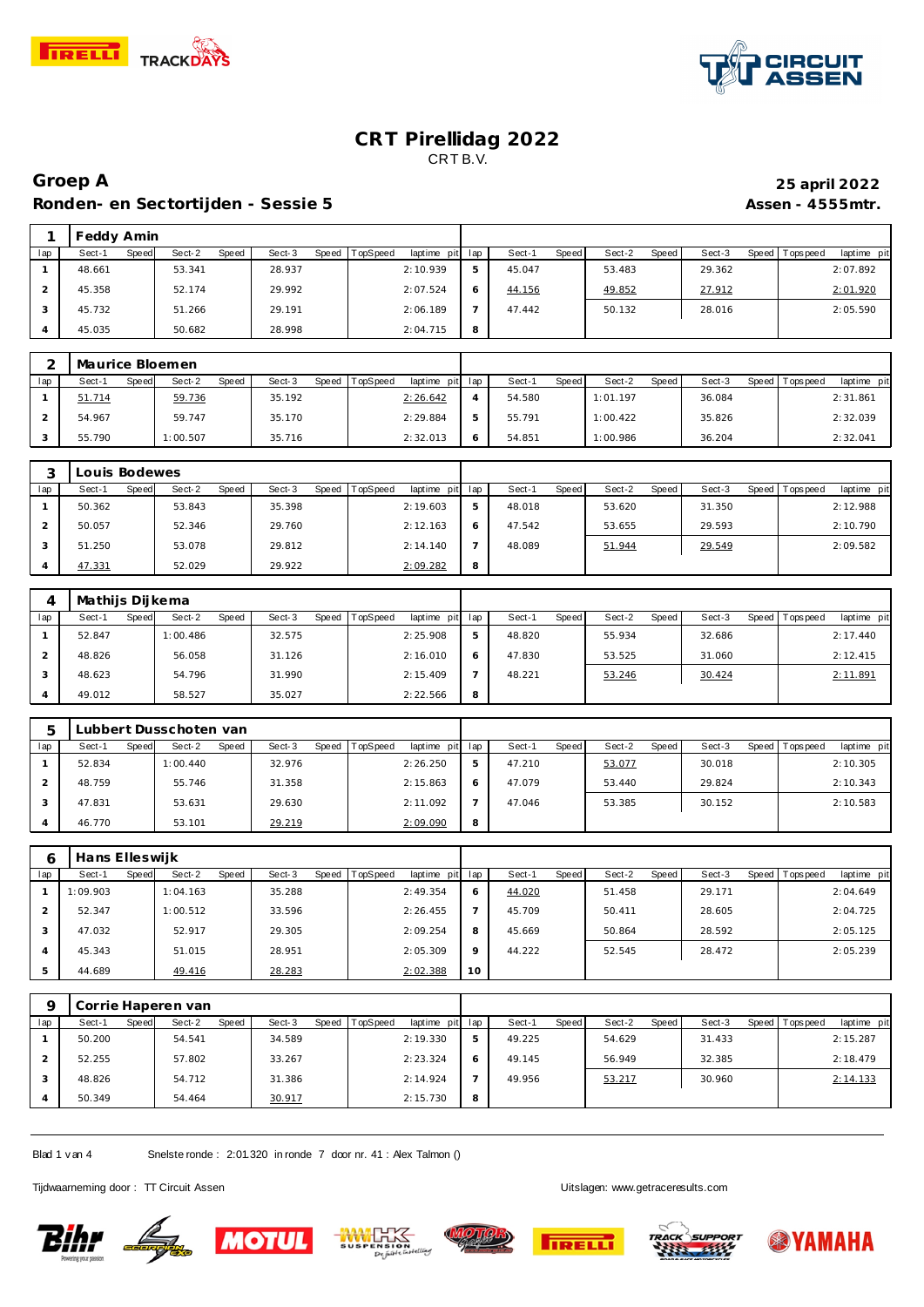# CRT Pirellidag 2022

CRT B.V.

## Groep A

**25 april 2022**

### Ronden- en Sectortijden - Sessie 5

**Assen - 4555mtr.**

| 1 | Feddy Amin | | | | | | | | | | | | | | | | |
|---|---|---|---|---|---|---|---|---|---|---|---|---|---|---|---|---|---|
| lap | Sect-1 | Speed | Sect-2 | Speed | Sect-3 | Speed | TopSpeed | laptime pit | lap | Sect-1 | Speed | Sect-2 | Speed | Sect-3 | Speed | Topspeed | laptime pit |
| 1 | 48.661 | | 53.341 | | 28.937 | | | 2:10.939 | 5 | 45.047 | | 53.483 | | 29.362 | | | 2:07.892 |
| 2 | 45.358 | | 52.174 | | 29.992 | | | 2:07.524 | 6 | 44.156 | | 49.852 | | 27.912 | | | 2:01.920 |
| 3 | 45.732 | | 51.266 | | 29.191 | | | 2:06.189 | 7 | 47.442 | | 50.132 | | 28.016 | | | 2:05.590 |
| 4 | 45.035 | | 50.682 | | 28.998 | | | 2:04.715 | 8 | | | | | | | | |

| 2 | Maurice Bloemen | | | | | | | | | | | | | | | | |
|---|---|---|---|---|---|---|---|---|---|---|---|---|---|---|---|---|---|
| lap | Sect-1 | Speed | Sect-2 | Speed | Sect-3 | Speed | TopSpeed | laptime pit | lap | Sect-1 | Speed | Sect-2 | Speed | Sect-3 | Speed | Topspeed | laptime pit |
| 1 | 51.714 | | 59.736 | | 35.192 | | | 2:26.642 | 4 | 54.580 | | 1:01.197 | | 36.084 | | | 2:31.861 |
| 2 | 54.967 | | 59.747 | | 35.170 | | | 2:29.884 | 5 | 55.791 | | 1:00.422 | | 35.826 | | | 2:32.039 |
| 3 | 55.790 | | 1:00.507 | | 35.716 | | | 2:32.013 | 6 | 54.851 | | 1:00.986 | | 36.204 | | | 2:32.041 |

| 3 | Louis Bodewes | | | | | | | | | | | | | | | | |
|---|---|---|---|---|---|---|---|---|---|---|---|---|---|---|---|---|---|
| lap | Sect-1 | Speed | Sect-2 | Speed | Sect-3 | Speed | TopSpeed | laptime pit | lap | Sect-1 | Speed | Sect-2 | Speed | Sect-3 | Speed | Topspeed | laptime pit |
| 1 | 50.362 | | 53.843 | | 35.398 | | | 2:19.603 | 5 | 48.018 | | 53.620 | | 31.350 | | | 2:12.988 |
| 2 | 50.057 | | 52.346 | | 29.760 | | | 2:12.163 | 6 | 47.542 | | 53.655 | | 29.593 | | | 2:10.790 |
| 3 | 51.250 | | 53.078 | | 29.812 | | | 2:14.140 | 7 | 48.089 | | 51.944 | | 29.549 | | | 2:09.582 |
| 4 | 47.331 | | 52.029 | | 29.922 | | | 2:09.282 | 8 | | | | | | | | |

| 4 | Mathijs Dijkema | | | | | | | | | | | | | | | | |
|---|---|---|---|---|---|---|---|---|---|---|---|---|---|---|---|---|---|
| lap | Sect-1 | Speed | Sect-2 | Speed | Sect-3 | Speed | TopSpeed | laptime pit | lap | Sect-1 | Speed | Sect-2 | Speed | Sect-3 | Speed | Topspeed | laptime pit |
| 1 | 52.847 | | 1:00.486 | | 32.575 | | | 2:25.908 | 5 | 48.820 | | 55.934 | | 32.686 | | | 2:17.440 |
| 2 | 48.826 | | 56.058 | | 31.126 | | | 2:16.010 | 6 | 47.830 | | 53.525 | | 31.060 | | | 2:12.415 |
| 3 | 48.623 | | 54.796 | | 31.990 | | | 2:15.409 | 7 | 48.221 | | 53.246 | | 30.424 | | | 2:11.891 |
| 4 | 49.012 | | 58.527 | | 35.027 | | | 2:22.566 | 8 | | | | | | | | |

| 5 | Lubbert Dusschoten van | | | | | | | | | | | | | | | | |
|---|---|---|---|---|---|---|---|---|---|---|---|---|---|---|---|---|---|
| lap | Sect-1 | Speed | Sect-2 | Speed | Sect-3 | Speed | TopSpeed | laptime pit | lap | Sect-1 | Speed | Sect-2 | Speed | Sect-3 | Speed | Topspeed | laptime pit |
| 1 | 52.834 | | 1:00.440 | | 32.976 | | | 2:26.250 | 5 | 47.210 | | 53.077 | | 30.018 | | | 2:10.305 |
| 2 | 48.759 | | 55.746 | | 31.358 | | | 2:15.863 | 6 | 47.079 | | 53.440 | | 29.824 | | | 2:10.343 |
| 3 | 47.831 | | 53.631 | | 29.630 | | | 2:11.092 | 7 | 47.046 | | 53.385 | | 30.152 | | | 2:10.583 |
| 4 | 46.770 | | 53.101 | | 29.219 | | | 2:09.090 | 8 | | | | | | | | |

| 6 | Hans Elleswijk | | | | | | | | | | | | | | | | |
|---|---|---|---|---|---|---|---|---|---|---|---|---|---|---|---|---|---|
| lap | Sect-1 | Speed | Sect-2 | Speed | Sect-3 | Speed | TopSpeed | laptime pit | lap | Sect-1 | Speed | Sect-2 | Speed | Sect-3 | Speed | Topspeed | laptime pit |
| 1 | 1:09.903 | | 1:04.163 | | 35.288 | | | 2:49.354 | 6 | 44.020 | | 51.458 | | 29.171 | | | 2:04.649 |
| 2 | 52.347 | | 1:00.512 | | 33.596 | | | 2:26.455 | 7 | 45.709 | | 50.411 | | 28.605 | | | 2:04.725 |
| 3 | 47.032 | | 52.917 | | 29.305 | | | 2:09.254 | 8 | 45.669 | | 50.864 | | 28.592 | | | 2:05.125 |
| 4 | 45.343 | | 51.015 | | 28.951 | | | 2:05.309 | 9 | 44.222 | | 52.545 | | 28.472 | | | 2:05.239 |
| 5 | 44.689 | | 49.416 | | 28.283 | | | 2:02.388 | 10 | | | | | | | | |

| 9 | Corrie Haperen van | | | | | | | | | | | | | | | | |
|---|---|---|---|---|---|---|---|---|---|---|---|---|---|---|---|---|---|
| lap | Sect-1 | Speed | Sect-2 | Speed | Sect-3 | Speed | TopSpeed | laptime pit | lap | Sect-1 | Speed | Sect-2 | Speed | Sect-3 | Speed | Topspeed | laptime pit |
| 1 | 50.200 | | 54.541 | | 34.589 | | | 2:19.330 | 5 | 49.225 | | 54.629 | | 31.433 | | | 2:15.287 |
| 2 | 52.255 | | 57.802 | | 33.267 | | | 2:23.324 | 6 | 49.145 | | 56.949 | | 32.385 | | | 2:18.479 |
| 3 | 48.826 | | 54.712 | | 31.386 | | | 2:14.924 | 7 | 49.956 | | 53.217 | | 30.960 | | | 2:14.133 |
| 4 | 50.349 | | 54.464 | | 30.917 | | | 2:15.730 | 8 | | | | | | | | |

Snelste ronde : 2:01.320 in ronde 7 door nr. 41 : Alex Talmon ()

Tijdwaarneming door : TT Circuit Assen

Uitslagen: www.getraceresults.com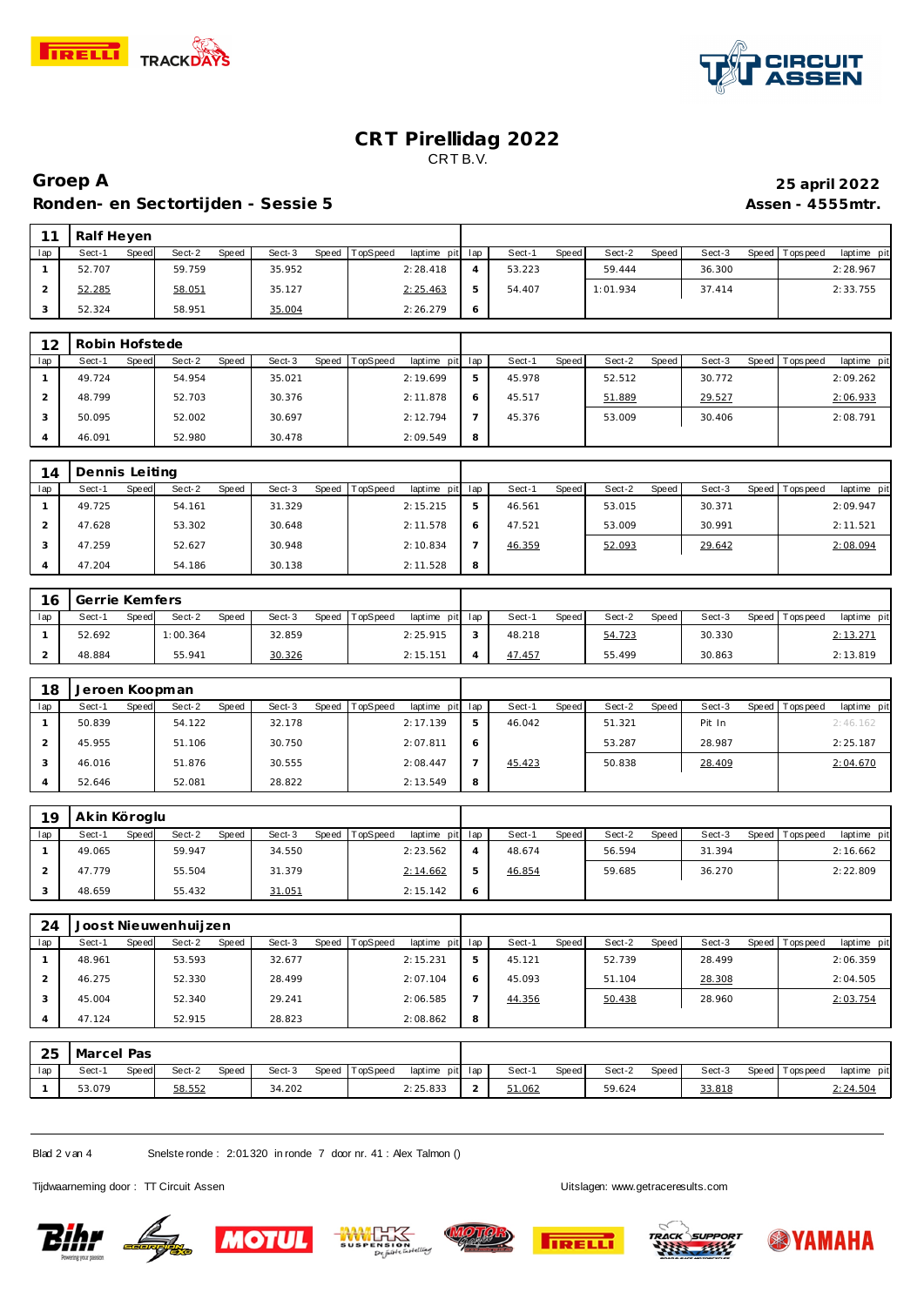# CRT Pirellidag 2022

CRT B.V.

## Groep A

**25 april 2022**

### Ronden- en Sectortijden - Sessie 5

**Assen - 4555mtr.**

**11 Ralf Heyen**

| lap | Sect-1 | Speed | Sect-2 | Speed | Sect-3 | Speed | TopSpeed | laptime pit | lap | Sect-1 | Speed | Sect-2 | Speed | Sect-3 | Speed | Topspeed | laptime pit |
|---|---|---|---|---|---|---|---|---|---|---|---|---|---|---|---|---|---|
| 1 | 52.707 | | 59.759 | | 35.952 | | | 2:28.418 | 4 | 53.223 | | 59.444 | | 36.300 | | | 2:28.967 |
| 2 | 52.285 | | 58.051 | | 35.127 | | | 2:25.463 | 5 | 54.407 | | 1:01.934 | | 37.414 | | | 2:33.755 |
| 3 | 52.324 | | 58.951 | | 35.004 | | | 2:26.279 | 6 | | | | | | | | |

**12 Robin Hofstede**

| lap | Sect-1 | Speed | Sect-2 | Speed | Sect-3 | Speed | TopSpeed | laptime pit | lap | Sect-1 | Speed | Sect-2 | Speed | Sect-3 | Speed | Topspeed | laptime pit |
|---|---|---|---|---|---|---|---|---|---|---|---|---|---|---|---|---|---|
| 1 | 49.724 | | 54.954 | | 35.021 | | | 2:19.699 | 5 | 45.978 | | 52.512 | | 30.772 | | | 2:09.262 |
| 2 | 48.799 | | 52.703 | | 30.376 | | | 2:11.878 | 6 | 45.517 | | 51.889 | | 29.527 | | | 2:06.933 |
| 3 | 50.095 | | 52.002 | | 30.697 | | | 2:12.794 | 7 | 45.376 | | 53.009 | | 30.406 | | | 2:08.791 |
| 4 | 46.091 | | 52.980 | | 30.478 | | | 2:09.549 | 8 | | | | | | | | |

**14 Dennis Leiting**

| lap | Sect-1 | Speed | Sect-2 | Speed | Sect-3 | Speed | TopSpeed | laptime pit | lap | Sect-1 | Speed | Sect-2 | Speed | Sect-3 | Speed | Topspeed | laptime pit |
|---|---|---|---|---|---|---|---|---|---|---|---|---|---|---|---|---|---|
| 1 | 49.725 | | 54.161 | | 31.329 | | | 2:15.215 | 5 | 46.561 | | 53.015 | | 30.371 | | | 2:09.947 |
| 2 | 47.628 | | 53.302 | | 30.648 | | | 2:11.578 | 6 | 47.521 | | 53.009 | | 30.991 | | | 2:11.521 |
| 3 | 47.259 | | 52.627 | | 30.948 | | | 2:10.834 | 7 | 46.359 | | 52.093 | | 29.642 | | | 2:08.094 |
| 4 | 47.204 | | 54.186 | | 30.138 | | | 2:11.528 | 8 | | | | | | | | |

**16 Gerrie Kemfers**

| lap | Sect-1 | Speed | Sect-2 | Speed | Sect-3 | Speed | TopSpeed | laptime pit | lap | Sect-1 | Speed | Sect-2 | Speed | Sect-3 | Speed | Topspeed | laptime pit |
|---|---|---|---|---|---|---|---|---|---|---|---|---|---|---|---|---|---|
| 1 | 52.692 | | 1:00.364 | | 32.859 | | | 2:25.915 | 3 | 48.218 | | 54.723 | | 30.330 | | | 2:13.271 |
| 2 | 48.884 | | 55.941 | | 30.326 | | | 2:15.151 | 4 | 47.457 | | 55.499 | | 30.863 | | | 2:13.819 |

**18 Jeroen Koopman**

| lap | Sect-1 | Speed | Sect-2 | Speed | Sect-3 | Speed | TopSpeed | laptime pit | lap | Sect-1 | Speed | Sect-2 | Speed | Sect-3 | Speed | Topspeed | laptime pit |
|---|---|---|---|---|---|---|---|---|---|---|---|---|---|---|---|---|---|
| 1 | 50.839 | | 54.122 | | 32.178 | | | 2:17.139 | 5 | 46.042 | | 51.321 | | Pit In | | | 2:46.162 |
| 2 | 45.955 | | 51.106 | | 30.750 | | | 2:07.811 | 6 | | | 53.287 | | 28.987 | | | 2:25.187 |
| 3 | 46.016 | | 51.876 | | 30.555 | | | 2:08.447 | 7 | 45.423 | | 50.838 | | 28.409 | | | 2:04.670 |
| 4 | 52.646 | | 52.081 | | 28.822 | | | 2:13.549 | 8 | | | | | | | | |

**19 Akin Köroglu**

| lap | Sect-1 | Speed | Sect-2 | Speed | Sect-3 | Speed | TopSpeed | laptime pit | lap | Sect-1 | Speed | Sect-2 | Speed | Sect-3 | Speed | Topspeed | laptime pit |
|---|---|---|---|---|---|---|---|---|---|---|---|---|---|---|---|---|---|
| 1 | 49.065 | | 59.947 | | 34.550 | | | 2:23.562 | 4 | 48.674 | | 56.594 | | 31.394 | | | 2:16.662 |
| 2 | 47.779 | | 55.504 | | 31.379 | | | 2:14.662 | 5 | 46.854 | | 59.685 | | 36.270 | | | 2:22.809 |
| 3 | 48.659 | | 55.432 | | 31.051 | | | 2:15.142 | 6 | | | | | | | | |

**24 Joost Nieuwenhuijzen**

| lap | Sect-1 | Speed | Sect-2 | Speed | Sect-3 | Speed | TopSpeed | laptime pit | lap | Sect-1 | Speed | Sect-2 | Speed | Sect-3 | Speed | Topspeed | laptime pit |
|---|---|---|---|---|---|---|---|---|---|---|---|---|---|---|---|---|---|
| 1 | 48.961 | | 53.593 | | 32.677 | | | 2:15.231 | 5 | 45.121 | | 52.739 | | 28.499 | | | 2:06.359 |
| 2 | 46.275 | | 52.330 | | 28.499 | | | 2:07.104 | 6 | 45.093 | | 51.104 | | 28.308 | | | 2:04.505 |
| 3 | 45.004 | | 52.340 | | 29.241 | | | 2:06.585 | 7 | 44.356 | | 50.438 | | 28.960 | | | 2:03.754 |
| 4 | 47.124 | | 52.915 | | 28.823 | | | 2:08.862 | 8 | | | | | | | | |

**25 Marcel Pas**

| lap | Sect-1 | Speed | Sect-2 | Speed | Sect-3 | Speed | TopSpeed | laptime pit | lap | Sect-1 | Speed | Sect-2 | Speed | Sect-3 | Speed | Topspeed | laptime pit |
|---|---|---|---|---|---|---|---|---|---|---|---|---|---|---|---|---|---|
| 1 | 53.079 | | 58.552 | | 34.202 | | | 2:25.833 | 2 | 51.062 | | 59.624 | | 33.818 | | | 2:24.504 |

Snelste ronde : 2:01.320 in ronde 7 door nr. 41 : Alex Talmon ()

Tijdwaarneming door : TT Circuit Assen

Uitslagen: www.getraceresults.com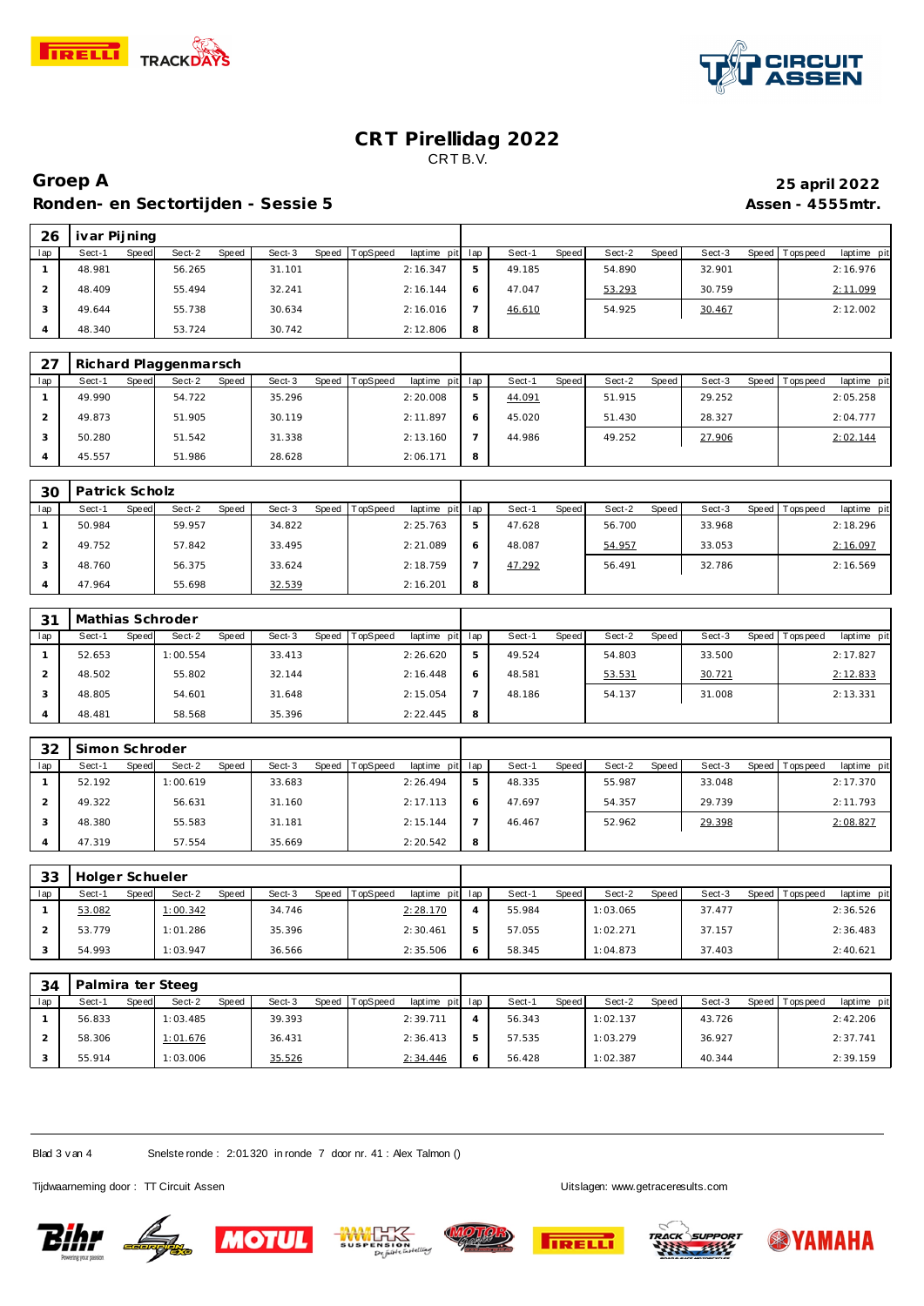# CRT Pirellidag 2022

CRT B.V.

## Groep A

**25 april 2022**

### Ronden- en Sectortijden - Sessie 5

**Assen - 4555mtr.**

| 26 | ivar Pijning | | | | | | | | | | | | | | | |
|---|---|---|---|---|---|---|---|---|---|---|---|---|---|---|---|---|
| lap | Sect-1 | Speed | Sect-2 | Speed | Sect-3 | Speed | TopSpeed | laptime pit | lap | Sect-1 | Speed | Sect-2 | Speed | Sect-3 | Speed | Topspeed | laptime pit |
| 1 | 48.981 | | 56.265 | | 31.101 | | | 2:16.347 | 5 | 49.185 | | 54.890 | | 32.901 | | | 2:16.976 |
| 2 | 48.409 | | 55.494 | | 32.241 | | | 2:16.144 | 6 | 47.047 | | 53.293 | | 30.759 | | | 2:11.099 |
| 3 | 49.644 | | 55.738 | | 30.634 | | | 2:16.016 | 7 | 46.610 | | 54.925 | | 30.467 | | | 2:12.002 |
| 4 | 48.340 | | 53.724 | | 30.742 | | | 2:12.806 | 8 | | | | | | | | |

| 27 | Richard Plaggenmarsch | | | | | | | | | | | | | | | | |
|---|---|---|---|---|---|---|---|---|---|---|---|---|---|---|---|---|---|
| lap | Sect-1 | Speed | Sect-2 | Speed | Sect-3 | Speed | TopSpeed | laptime pit | lap | Sect-1 | Speed | Sect-2 | Speed | Sect-3 | Speed | Topspeed | laptime pit |
| 1 | 49.990 | | 54.722 | | 35.296 | | | 2:20.008 | 5 | 44.091 | | 51.915 | | 29.252 | | | 2:05.258 |
| 2 | 49.873 | | 51.905 | | 30.119 | | | 2:11.897 | 6 | 45.020 | | 51.430 | | 28.327 | | | 2:04.777 |
| 3 | 50.280 | | 51.542 | | 31.338 | | | 2:13.160 | 7 | 44.986 | | 49.252 | | 27.906 | | | 2:02.144 |
| 4 | 45.557 | | 51.986 | | 28.628 | | | 2:06.171 | 8 | | | | | | | | |

| 30 | Patrick Scholz | | | | | | | | | | | | | | | | |
|---|---|---|---|---|---|---|---|---|---|---|---|---|---|---|---|---|---|
| lap | Sect-1 | Speed | Sect-2 | Speed | Sect-3 | Speed | TopSpeed | laptime pit | lap | Sect-1 | Speed | Sect-2 | Speed | Sect-3 | Speed | Topspeed | laptime pit |
| 1 | 50.984 | | 59.957 | | 34.822 | | | 2:25.763 | 5 | 47.628 | | 56.700 | | 33.968 | | | 2:18.296 |
| 2 | 49.752 | | 57.842 | | 33.495 | | | 2:21.089 | 6 | 48.087 | | 54.957 | | 33.053 | | | 2:16.097 |
| 3 | 48.760 | | 56.375 | | 33.624 | | | 2:18.759 | 7 | 47.292 | | 56.491 | | 32.786 | | | 2:16.569 |
| 4 | 47.964 | | 55.698 | | 32.539 | | | 2:16.201 | 8 | | | | | | | | |

| 31 | Mathias Schroder | | | | | | | | | | | | | | | | |
|---|---|---|---|---|---|---|---|---|---|---|---|---|---|---|---|---|---|
| lap | Sect-1 | Speed | Sect-2 | Speed | Sect-3 | Speed | TopSpeed | laptime pit | lap | Sect-1 | Speed | Sect-2 | Speed | Sect-3 | Speed | Topspeed | laptime pit |
| 1 | 52.653 | | 1:00.554 | | 33.413 | | | 2:26.620 | 5 | 49.524 | | 54.803 | | 33.500 | | | 2:17.827 |
| 2 | 48.502 | | 55.802 | | 32.144 | | | 2:16.448 | 6 | 48.581 | | 53.531 | | 30.721 | | | 2:12.833 |
| 3 | 48.805 | | 54.601 | | 31.648 | | | 2:15.054 | 7 | 48.186 | | 54.137 | | 31.008 | | | 2:13.331 |
| 4 | 48.481 | | 58.568 | | 35.396 | | | 2:22.445 | 8 | | | | | | | | |

| 32 | Simon Schroder | | | | | | | | | | | | | | | | |
|---|---|---|---|---|---|---|---|---|---|---|---|---|---|---|---|---|---|
| lap | Sect-1 | Speed | Sect-2 | Speed | Sect-3 | Speed | TopSpeed | laptime pit | lap | Sect-1 | Speed | Sect-2 | Speed | Sect-3 | Speed | Topspeed | laptime pit |
| 1 | 52.192 | | 1:00.619 | | 33.683 | | | 2:26.494 | 5 | 48.335 | | 55.987 | | 33.048 | | | 2:17.370 |
| 2 | 49.322 | | 56.631 | | 31.160 | | | 2:17.113 | 6 | 47.697 | | 54.357 | | 29.739 | | | 2:11.793 |
| 3 | 48.380 | | 55.583 | | 31.181 | | | 2:15.144 | 7 | 46.467 | | 52.962 | | 29.398 | | | 2:08.827 |
| 4 | 47.319 | | 57.554 | | 35.669 | | | 2:20.542 | 8 | | | | | | | | |

| 33 | Holger Schueler | | | | | | | | | | | | | | | | |
|---|---|---|---|---|---|---|---|---|---|---|---|---|---|---|---|---|---|
| lap | Sect-1 | Speed | Sect-2 | Speed | Sect-3 | Speed | TopSpeed | laptime pit | lap | Sect-1 | Speed | Sect-2 | Speed | Sect-3 | Speed | Topspeed | laptime pit |
| 1 | 53.082 | | 1:00.342 | | 34.746 | | | 2:28.170 | 4 | 55.984 | | 1:03.065 | | 37.477 | | | 2:36.526 |
| 2 | 53.779 | | 1:01.286 | | 35.396 | | | 2:30.461 | 5 | 57.055 | | 1:02.271 | | 37.157 | | | 2:36.483 |
| 3 | 54.993 | | 1:03.947 | | 36.566 | | | 2:35.506 | 6 | 58.345 | | 1:04.873 | | 37.403 | | | 2:40.621 |

| 34 | Palmira ter Steeg | | | | | | | | | | | | | | | | |
|---|---|---|---|---|---|---|---|---|---|---|---|---|---|---|---|---|---|
| lap | Sect-1 | Speed | Sect-2 | Speed | Sect-3 | Speed | TopSpeed | laptime pit | lap | Sect-1 | Speed | Sect-2 | Speed | Sect-3 | Speed | Topspeed | laptime pit |
| 1 | 56.833 | | 1:03.485 | | 39.393 | | | 2:39.711 | 4 | 56.343 | | 1:02.137 | | 43.726 | | | 2:42.206 |
| 2 | 58.306 | | 1:01.676 | | 36.431 | | | 2:36.413 | 5 | 57.535 | | 1:03.279 | | 36.927 | | | 2:37.741 |
| 3 | 55.914 | | 1:03.006 | | 35.526 | | | 2:34.446 | 6 | 56.428 | | 1:02.387 | | 40.344 | | | 2:39.159 |

Snelste ronde : 2:01.320 in ronde 7 door nr. 41 : Alex Talmon ()

Tijdwaarneming door : TT Circuit Assen

Uitslagen: www.getraceresults.com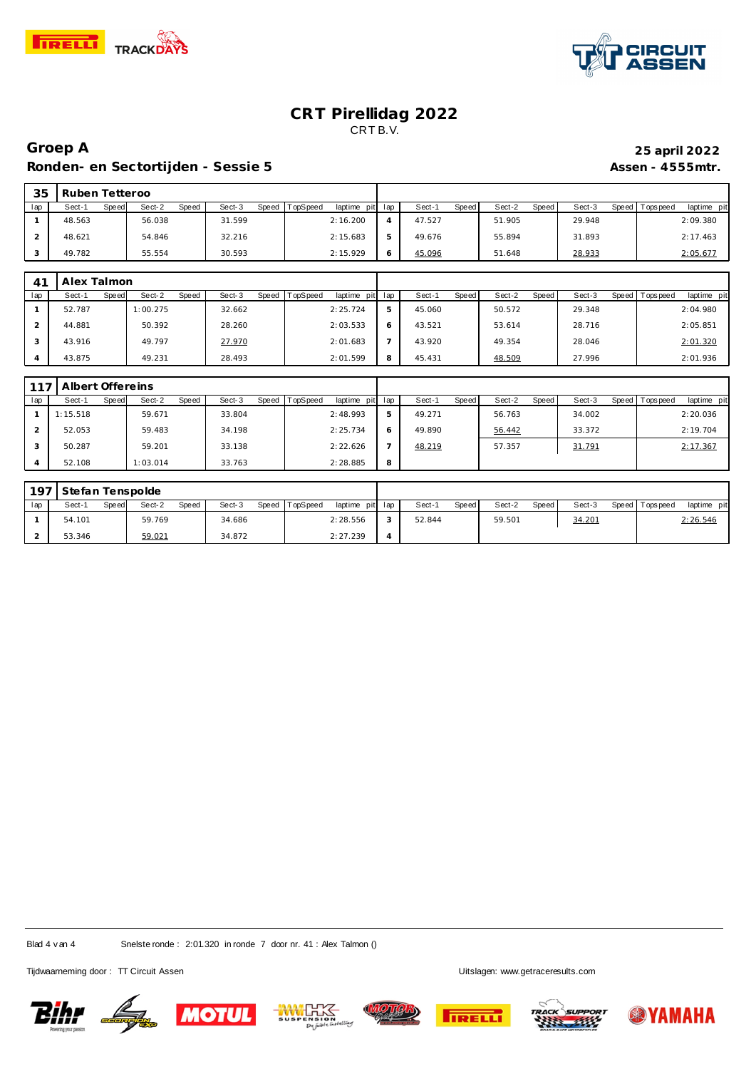# CRT Pirellidag 2022

CRT B.V.

## Groep A

**25 april 2022**

### Ronden- en Sectortijden - Sessie 5

**Assen - 4555mtr.**

| 35 | Ruben Tetteroo | | | | | | | | | | | | | | | | |
|---|---|---|---|---|---|---|---|---|---|---|---|---|---|---|---|---|---|
| lap | Sect-1 | Speed | Sect-2 | Speed | Sect-3 | Speed | TopSpeed | laptime pit | lap | Sect-1 | Speed | Sect-2 | Speed | Sect-3 | Speed | Topspeed | laptime pit |
| 1 | 48.563 | | 56.038 | | 31.599 | | | 2:16.200 | 4 | 47.527 | | 51.905 | | 29.948 | | | 2:09.380 |
| 2 | 48.621 | | 54.846 | | 32.216 | | | 2:15.683 | 5 | 49.676 | | 55.894 | | 31.893 | | | 2:17.463 |
| 3 | 49.782 | | 55.554 | | 30.593 | | | 2:15.929 | 6 | 45.096 | | 51.648 | | 28.933 | | | 2:05.677 |

| 41 | Alex Talmon | | | | | | | | | | | | | | | | |
|---|---|---|---|---|---|---|---|---|---|---|---|---|---|---|---|---|---|
| lap | Sect-1 | Speed | Sect-2 | Speed | Sect-3 | Speed | TopSpeed | laptime pit | lap | Sect-1 | Speed | Sect-2 | Speed | Sect-3 | Speed | Topspeed | laptime pit |
| 1 | 52.787 | | 1:00.275 | | 32.662 | | | 2:25.724 | 5 | 45.060 | | 50.572 | | 29.348 | | | 2:04.980 |
| 2 | 44.881 | | 50.392 | | 28.260 | | | 2:03.533 | 6 | 43.521 | | 53.614 | | 28.716 | | | 2:05.851 |
| 3 | 43.916 | | 49.797 | | 27.970 | | | 2:01.683 | 7 | 43.920 | | 49.354 | | 28.046 | | | 2:01.320 |
| 4 | 43.875 | | 49.231 | | 28.493 | | | 2:01.599 | 8 | 45.431 | | 48.509 | | 27.996 | | | 2:01.936 |

| 117 | Albert Offereins | | | | | | | | | | | | | | | | |
|---|---|---|---|---|---|---|---|---|---|---|---|---|---|---|---|---|---|
| lap | Sect-1 | Speed | Sect-2 | Speed | Sect-3 | Speed | TopSpeed | laptime pit | lap | Sect-1 | Speed | Sect-2 | Speed | Sect-3 | Speed | Topspeed | laptime pit |
| 1 | 1:15.518 | | 59.671 | | 33.804 | | | 2:48.993 | 5 | 49.271 | | 56.763 | | 34.002 | | | 2:20.036 |
| 2 | 52.053 | | 59.483 | | 34.198 | | | 2:25.734 | 6 | 49.890 | | 56.442 | | 33.372 | | | 2:19.704 |
| 3 | 50.287 | | 59.201 | | 33.138 | | | 2:22.626 | 7 | 48.219 | | 57.357 | | 31.791 | | | 2:17.367 |
| 4 | 52.108 | | 1:03.014 | | 33.763 | | | 2:28.885 | 8 | | | | | | | | |

| 197 | Stefan Tenspolde | | | | | | | | | | | | | | | | |
|---|---|---|---|---|---|---|---|---|---|---|---|---|---|---|---|---|---|
| lap | Sect-1 | Speed | Sect-2 | Speed | Sect-3 | Speed | TopSpeed | laptime pit | lap | Sect-1 | Speed | Sect-2 | Speed | Sect-3 | Speed | Topspeed | laptime pit |
| 1 | 54.101 | | 59.769 | | 34.686 | | | 2:28.556 | 3 | 52.844 | | 59.501 | | 34.201 | | | 2:26.546 |
| 2 | 53.346 | | 59.021 | | 34.872 | | | 2:27.239 | 4 | | | | | | | | |

Snelste ronde : 2:01.320 in ronde 7 door nr. 41 : Alex Talmon ()

Tijdwaarneming door : TT Circuit Assen

Uitslagen: www.getraceresults.com